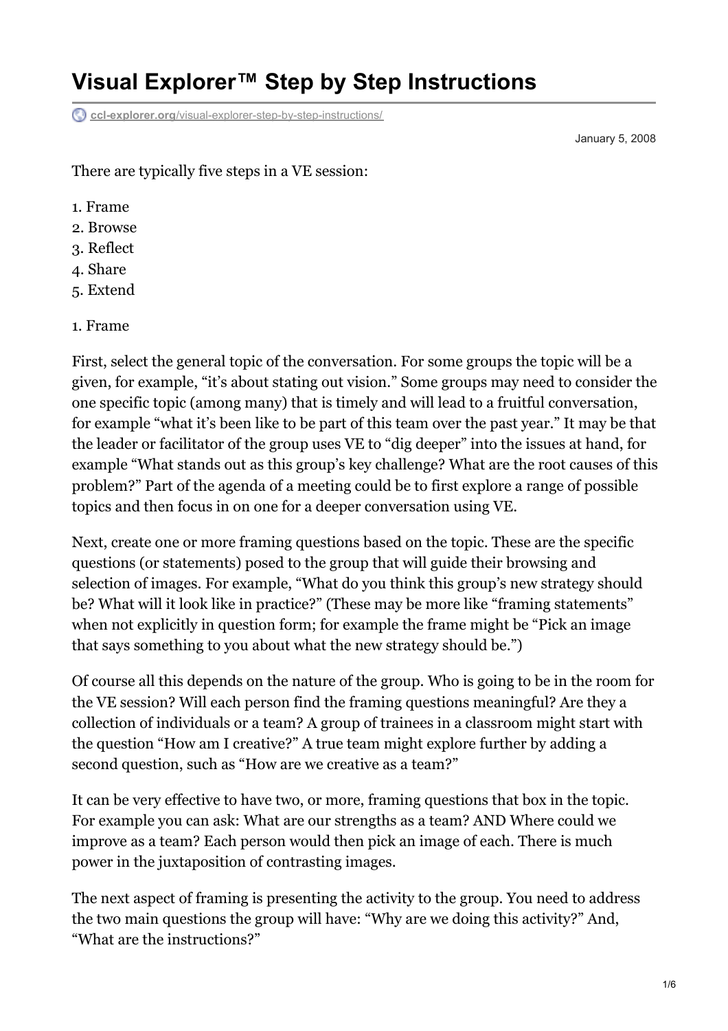# Visual Explorer™ Step by Step Instructions

ccl-explorer.org/visual-explorer-step-by-step-instructions/

January 5, 2008

There are typically five steps in a VE session:

1. Frame
2. Browse
3. Reflect
4. Share
5. Extend

1. Frame

First, select the general topic of the conversation. For some groups the topic will be a given, for example, "it's about stating out vision." Some groups may need to consider the one specific topic (among many) that is timely and will lead to a fruitful conversation, for example "what it's been like to be part of this team over the past year." It may be that the leader or facilitator of the group uses VE to "dig deeper" into the issues at hand, for example "What stands out as this group's key challenge? What are the root causes of this problem?" Part of the agenda of a meeting could be to first explore a range of possible topics and then focus in on one for a deeper conversation using VE.

Next, create one or more framing questions based on the topic. These are the specific questions (or statements) posed to the group that will guide their browsing and selection of images. For example, "What do you think this group's new strategy should be? What will it look like in practice?" (These may be more like "framing statements" when not explicitly in question form; for example the frame might be "Pick an image that says something to you about what the new strategy should be.")

Of course all this depends on the nature of the group. Who is going to be in the room for the VE session? Will each person find the framing questions meaningful? Are they a collection of individuals or a team? A group of trainees in a classroom might start with the question "How am I creative?" A true team might explore further by adding a second question, such as "How are we creative as a team?"

It can be very effective to have two, or more, framing questions that box in the topic. For example you can ask: What are our strengths as a team? AND Where could we improve as a team? Each person would then pick an image of each. There is much power in the juxtaposition of contrasting images.

The next aspect of framing is presenting the activity to the group. You need to address the two main questions the group will have: "Why are we doing this activity?" And, "What are the instructions?"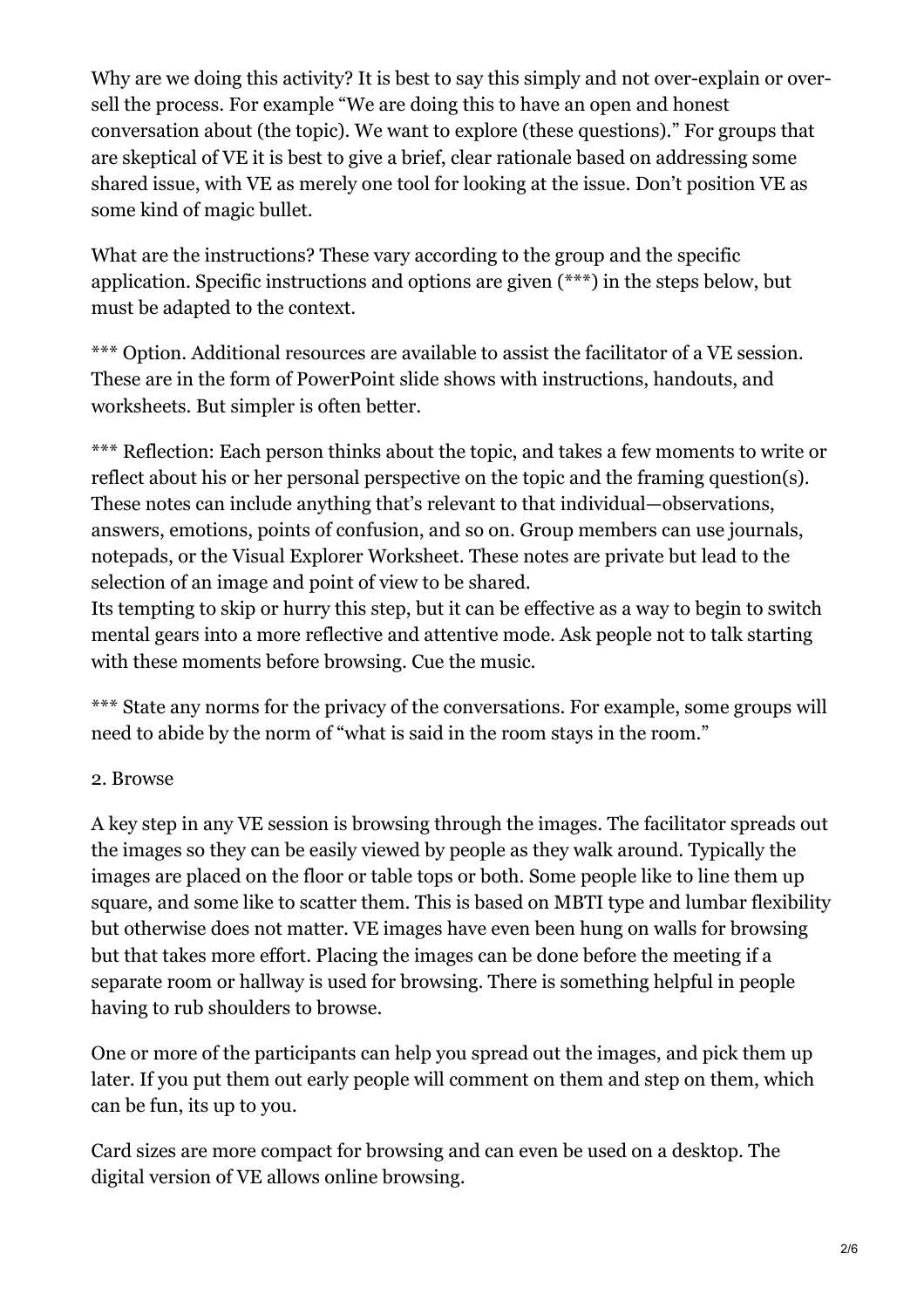Why are we doing this activity? It is best to say this simply and not over-explain or over-sell the process. For example "We are doing this to have an open and honest conversation about (the topic). We want to explore (these questions)." For groups that are skeptical of VE it is best to give a brief, clear rationale based on addressing some shared issue, with VE as merely one tool for looking at the issue. Don't position VE as some kind of magic bullet.

What are the instructions? These vary according to the group and the specific application. Specific instructions and options are given (***) in the steps below, but must be adapted to the context.

*** Option. Additional resources are available to assist the facilitator of a VE session. These are in the form of PowerPoint slide shows with instructions, handouts, and worksheets. But simpler is often better.

*** Reflection: Each person thinks about the topic, and takes a few moments to write or reflect about his or her personal perspective on the topic and the framing question(s). These notes can include anything that's relevant to that individual—observations, answers, emotions, points of confusion, and so on. Group members can use journals, notepads, or the Visual Explorer Worksheet. These notes are private but lead to the selection of an image and point of view to be shared.
Its tempting to skip or hurry this step, but it can be effective as a way to begin to switch mental gears into a more reflective and attentive mode. Ask people not to talk starting with these moments before browsing. Cue the music.

*** State any norms for the privacy of the conversations. For example, some groups will need to abide by the norm of "what is said in the room stays in the room."

## 2. Browse

A key step in any VE session is browsing through the images. The facilitator spreads out the images so they can be easily viewed by people as they walk around. Typically the images are placed on the floor or table tops or both. Some people like to line them up square, and some like to scatter them. This is based on MBTI type and lumbar flexibility but otherwise does not matter. VE images have even been hung on walls for browsing but that takes more effort. Placing the images can be done before the meeting if a separate room or hallway is used for browsing. There is something helpful in people having to rub shoulders to browse.

One or more of the participants can help you spread out the images, and pick them up later. If you put them out early people will comment on them and step on them, which can be fun, its up to you.

Card sizes are more compact for browsing and can even be used on a desktop. The digital version of VE allows online browsing.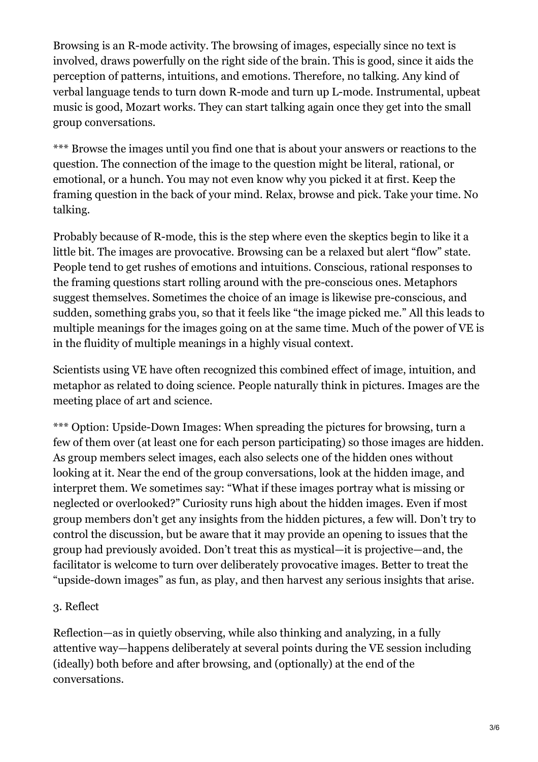Browsing is an R-mode activity. The browsing of images, especially since no text is involved, draws powerfully on the right side of the brain. This is good, since it aids the perception of patterns, intuitions, and emotions. Therefore, no talking. Any kind of verbal language tends to turn down R-mode and turn up L-mode. Instrumental, upbeat music is good, Mozart works. They can start talking again once they get into the small group conversations.

*** Browse the images until you find one that is about your answers or reactions to the question. The connection of the image to the question might be literal, rational, or emotional, or a hunch. You may not even know why you picked it at first. Keep the framing question in the back of your mind. Relax, browse and pick. Take your time. No talking.

Probably because of R-mode, this is the step where even the skeptics begin to like it a little bit. The images are provocative. Browsing can be a relaxed but alert "flow" state. People tend to get rushes of emotions and intuitions. Conscious, rational responses to the framing questions start rolling around with the pre-conscious ones. Metaphors suggest themselves. Sometimes the choice of an image is likewise pre-conscious, and sudden, something grabs you, so that it feels like "the image picked me." All this leads to multiple meanings for the images going on at the same time. Much of the power of VE is in the fluidity of multiple meanings in a highly visual context.

Scientists using VE have often recognized this combined effect of image, intuition, and metaphor as related to doing science. People naturally think in pictures. Images are the meeting place of art and science.

*** Option: Upside-Down Images: When spreading the pictures for browsing, turn a few of them over (at least one for each person participating) so those images are hidden. As group members select images, each also selects one of the hidden ones without looking at it. Near the end of the group conversations, look at the hidden image, and interpret them. We sometimes say: "What if these images portray what is missing or neglected or overlooked?" Curiosity runs high about the hidden images. Even if most group members don't get any insights from the hidden pictures, a few will. Don't try to control the discussion, but be aware that it may provide an opening to issues that the group had previously avoided. Don't treat this as mystical—it is projective—and, the facilitator is welcome to turn over deliberately provocative images. Better to treat the "upside-down images" as fun, as play, and then harvest any serious insights that arise.

3. Reflect

Reflection—as in quietly observing, while also thinking and analyzing, in a fully attentive way—happens deliberately at several points during the VE session including (ideally) both before and after browsing, and (optionally) at the end of the conversations.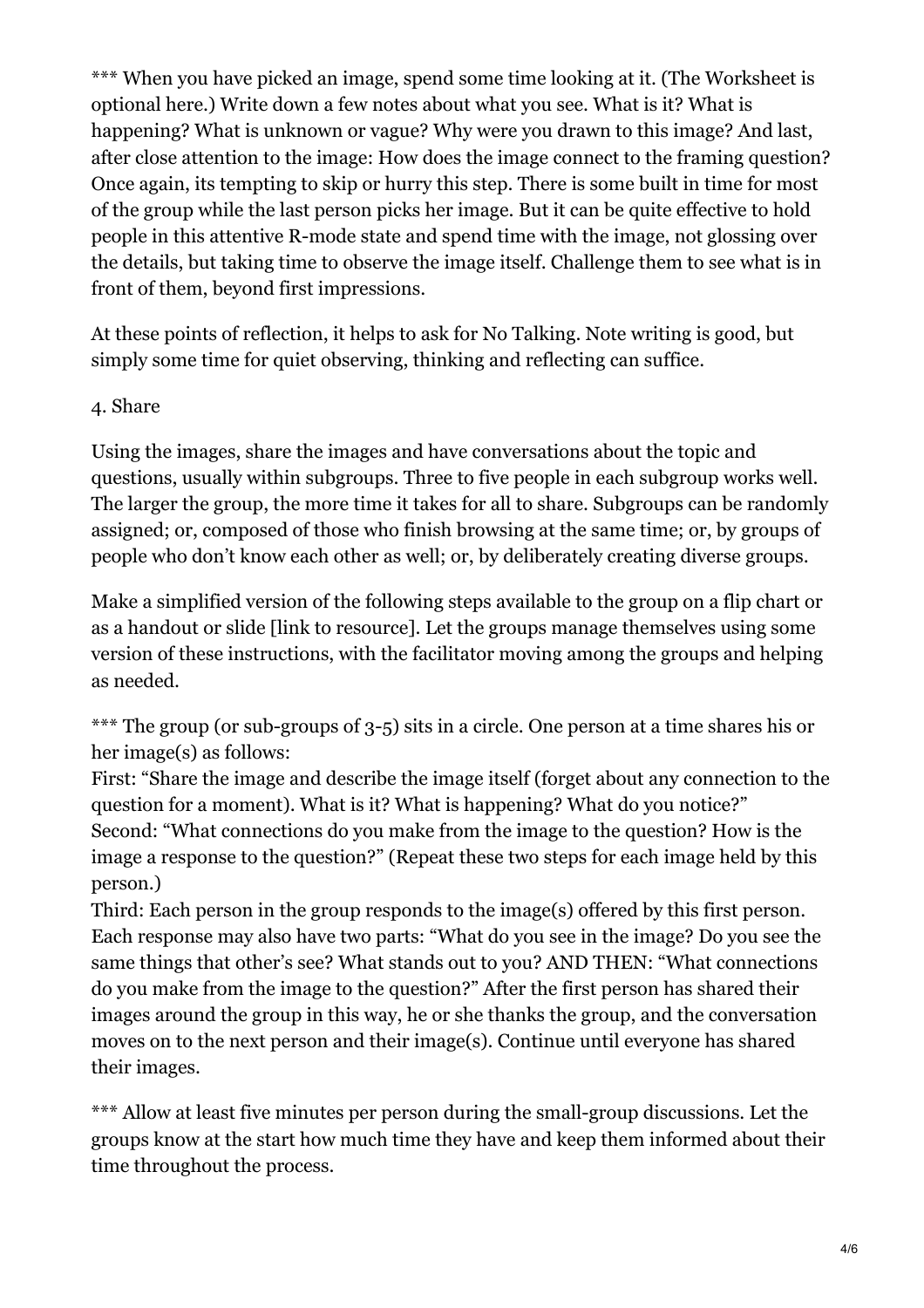*** When you have picked an image, spend some time looking at it. (The Worksheet is optional here.) Write down a few notes about what you see. What is it? What is happening? What is unknown or vague? Why were you drawn to this image? And last, after close attention to the image: How does the image connect to the framing question? Once again, its tempting to skip or hurry this step. There is some built in time for most of the group while the last person picks her image. But it can be quite effective to hold people in this attentive R-mode state and spend time with the image, not glossing over the details, but taking time to observe the image itself. Challenge them to see what is in front of them, beyond first impressions.

At these points of reflection, it helps to ask for No Talking. Note writing is good, but simply some time for quiet observing, thinking and reflecting can suffice.

4. Share

Using the images, share the images and have conversations about the topic and questions, usually within subgroups. Three to five people in each subgroup works well. The larger the group, the more time it takes for all to share. Subgroups can be randomly assigned; or, composed of those who finish browsing at the same time; or, by groups of people who don't know each other as well; or, by deliberately creating diverse groups.

Make a simplified version of the following steps available to the group on a flip chart or as a handout or slide [link to resource]. Let the groups manage themselves using some version of these instructions, with the facilitator moving among the groups and helping as needed.

*** The group (or sub-groups of 3-5) sits in a circle. One person at a time shares his or her image(s) as follows:
First: "Share the image and describe the image itself (forget about any connection to the question for a moment). What is it? What is happening? What do you notice?"
Second: "What connections do you make from the image to the question? How is the image a response to the question?" (Repeat these two steps for each image held by this person.)
Third: Each person in the group responds to the image(s) offered by this first person. Each response may also have two parts: "What do you see in the image? Do you see the same things that other's see? What stands out to you? AND THEN: "What connections do you make from the image to the question?" After the first person has shared their images around the group in this way, he or she thanks the group, and the conversation moves on to the next person and their image(s). Continue until everyone has shared their images.

*** Allow at least five minutes per person during the small-group discussions. Let the groups know at the start how much time they have and keep them informed about their time throughout the process.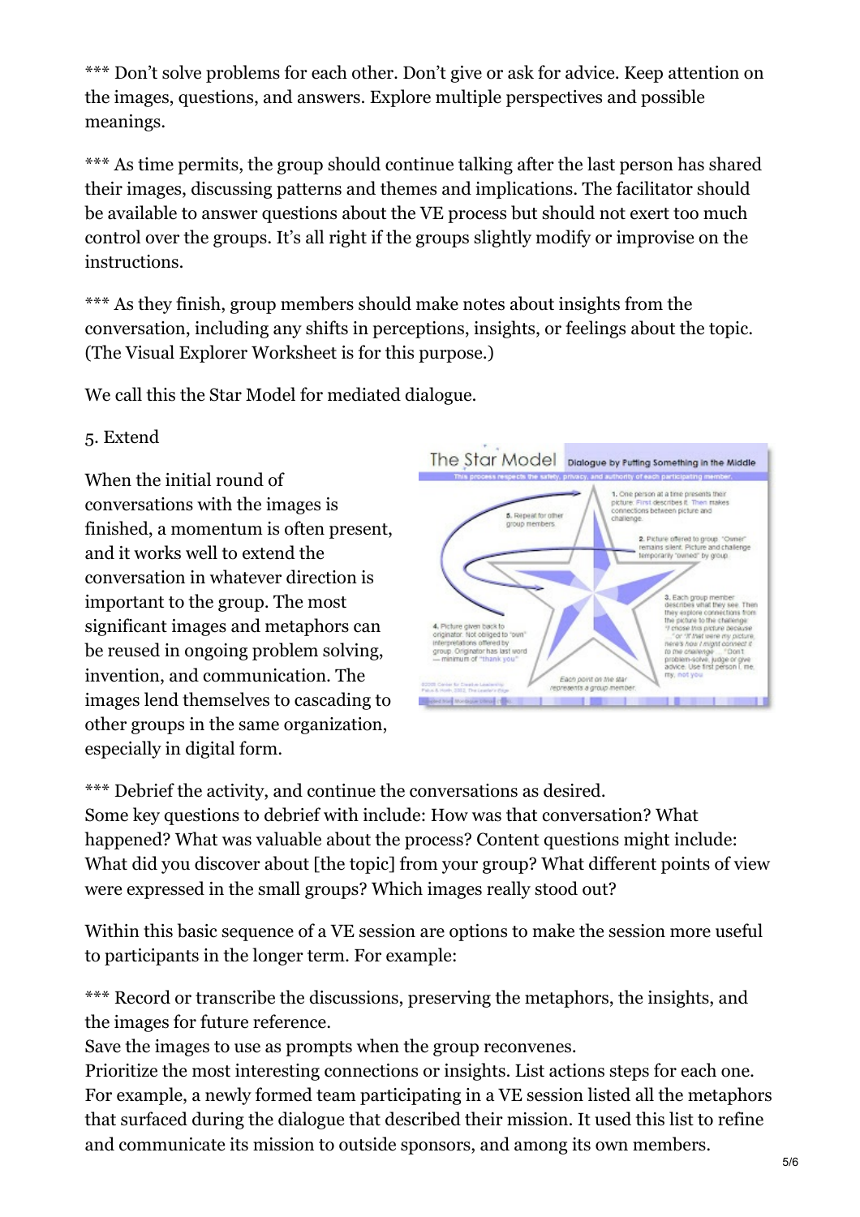*** Don't solve problems for each other. Don't give or ask for advice. Keep attention on the images, questions, and answers. Explore multiple perspectives and possible meanings.

*** As time permits, the group should continue talking after the last person has shared their images, discussing patterns and themes and implications. The facilitator should be available to answer questions about the VE process but should not exert too much control over the groups. It's all right if the groups slightly modify or improvise on the instructions.

*** As they finish, group members should make notes about insights from the conversation, including any shifts in perceptions, insights, or feelings about the topic. (The Visual Explorer Worksheet is for this purpose.)

We call this the Star Model for mediated dialogue.

5. Extend

When the initial round of conversations with the images is finished, a momentum is often present, and it works well to extend the conversation in whatever direction is important to the group. The most significant images and metaphors can be reused in ongoing problem solving, invention, and communication. The images lend themselves to cascading to other groups in the same organization, especially in digital form.

*** Debrief the activity, and continue the conversations as desired.
Some key questions to debrief with include: How was that conversation? What happened? What was valuable about the process? Content questions might include: What did you discover about [the topic] from your group? What different points of view were expressed in the small groups? Which images really stood out?

Within this basic sequence of a VE session are options to make the session more useful to participants in the longer term. For example:

*** Record or transcribe the discussions, preserving the metaphors, the insights, and the images for future reference.
Save the images to use as prompts when the group reconvenes.
Prioritize the most interesting connections or insights. List actions steps for each one. For example, a newly formed team participating in a VE session listed all the metaphors that surfaced during the dialogue that described their mission. It used this list to refine and communicate its mission to outside sponsors, and among its own members.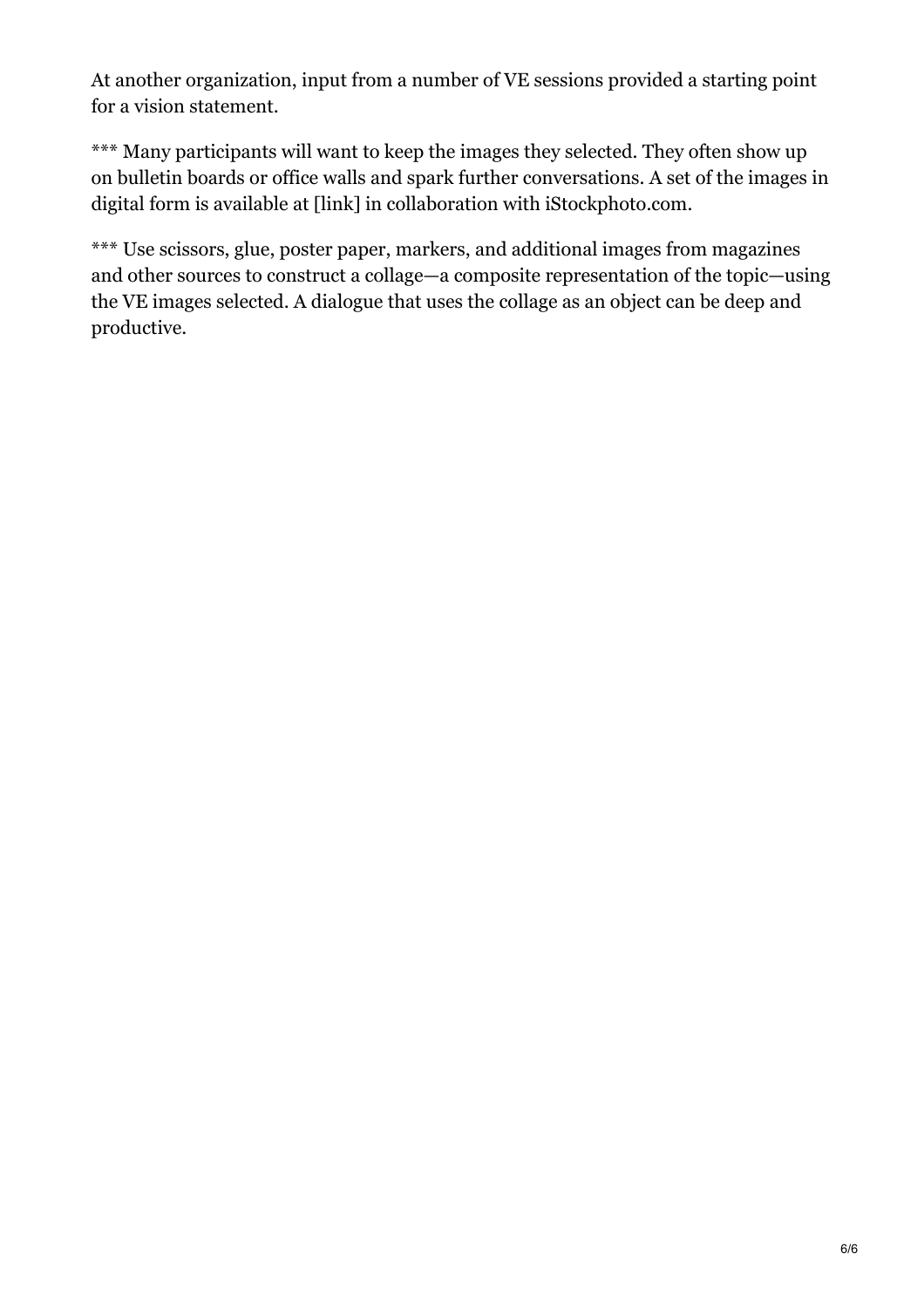At another organization, input from a number of VE sessions provided a starting point for a vision statement.

*** Many participants will want to keep the images they selected. They often show up on bulletin boards or office walls and spark further conversations. A set of the images in digital form is available at [link] in collaboration with iStockphoto.com.

*** Use scissors, glue, poster paper, markers, and additional images from magazines and other sources to construct a collage—a composite representation of the topic—using the VE images selected. A dialogue that uses the collage as an object can be deep and productive.